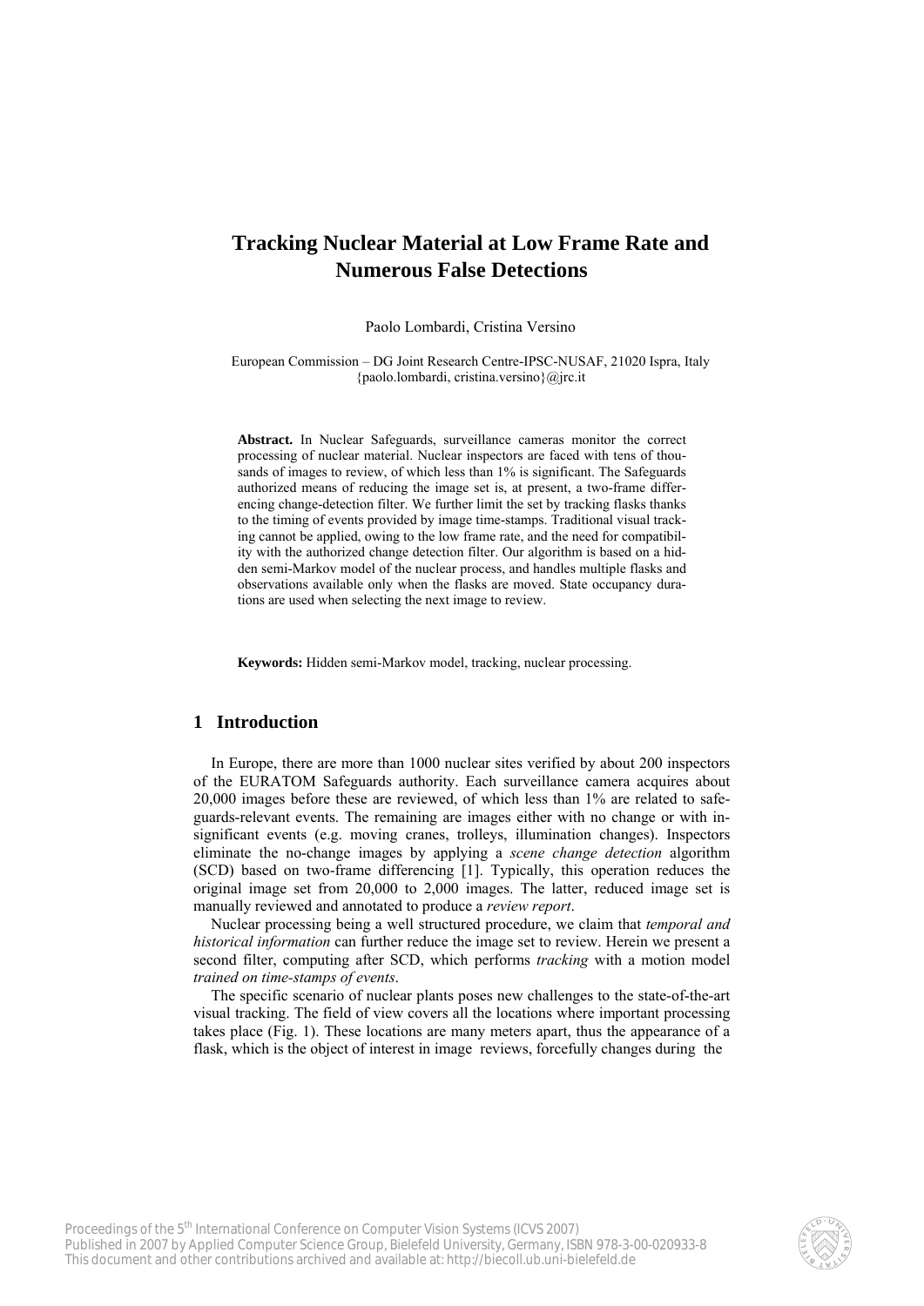# Tracking Nuclear Material at Low Frame Rate and Numerous False Detections

Paolo Lombardi, Cristina Versino

European Commission – DG Joint Research Centre-IPSC-NUSAF, 21020 Ispra, Italy
{paolo.lombardi, cristina.versino}@jrc.it

**Abstract.** In Nuclear Safeguards, surveillance cameras monitor the correct processing of nuclear material. Nuclear inspectors are faced with tens of thousands of images to review, of which less than 1% is significant. The Safeguards authorized means of reducing the image set is, at present, a two-frame differencing change-detection filter. We further limit the set by tracking flasks thanks to the timing of events provided by image time-stamps. Traditional visual tracking cannot be applied, owing to the low frame rate, and the need for compatibility with the authorized change detection filter. Our algorithm is based on a hidden semi-Markov model of the nuclear process, and handles multiple flasks and observations available only when the flasks are moved. State occupancy durations are used when selecting the next image to review.

**Keywords:** Hidden semi-Markov model, tracking, nuclear processing.

## 1 Introduction

In Europe, there are more than 1000 nuclear sites verified by about 200 inspectors of the EURATOM Safeguards authority. Each surveillance camera acquires about 20,000 images before these are reviewed, of which less than 1% are related to safeguards-relevant events. The remaining are images either with no change or with insignificant events (e.g. moving cranes, trolleys, illumination changes). Inspectors eliminate the no-change images by applying a *scene change detection* algorithm (SCD) based on two-frame differencing [1]. Typically, this operation reduces the original image set from 20,000 to 2,000 images. The latter, reduced image set is manually reviewed and annotated to produce a *review report*.

Nuclear processing being a well structured procedure, we claim that *temporal and historical information* can further reduce the image set to review. Herein we present a second filter, computing after SCD, which performs *tracking* with a motion model *trained on time-stamps of events*.

The specific scenario of nuclear plants poses new challenges to the state-of-the-art visual tracking. The field of view covers all the locations where important processing takes place (Fig. 1). These locations are many meters apart, thus the appearance of a flask, which is the object of interest in image reviews, forcefully changes during the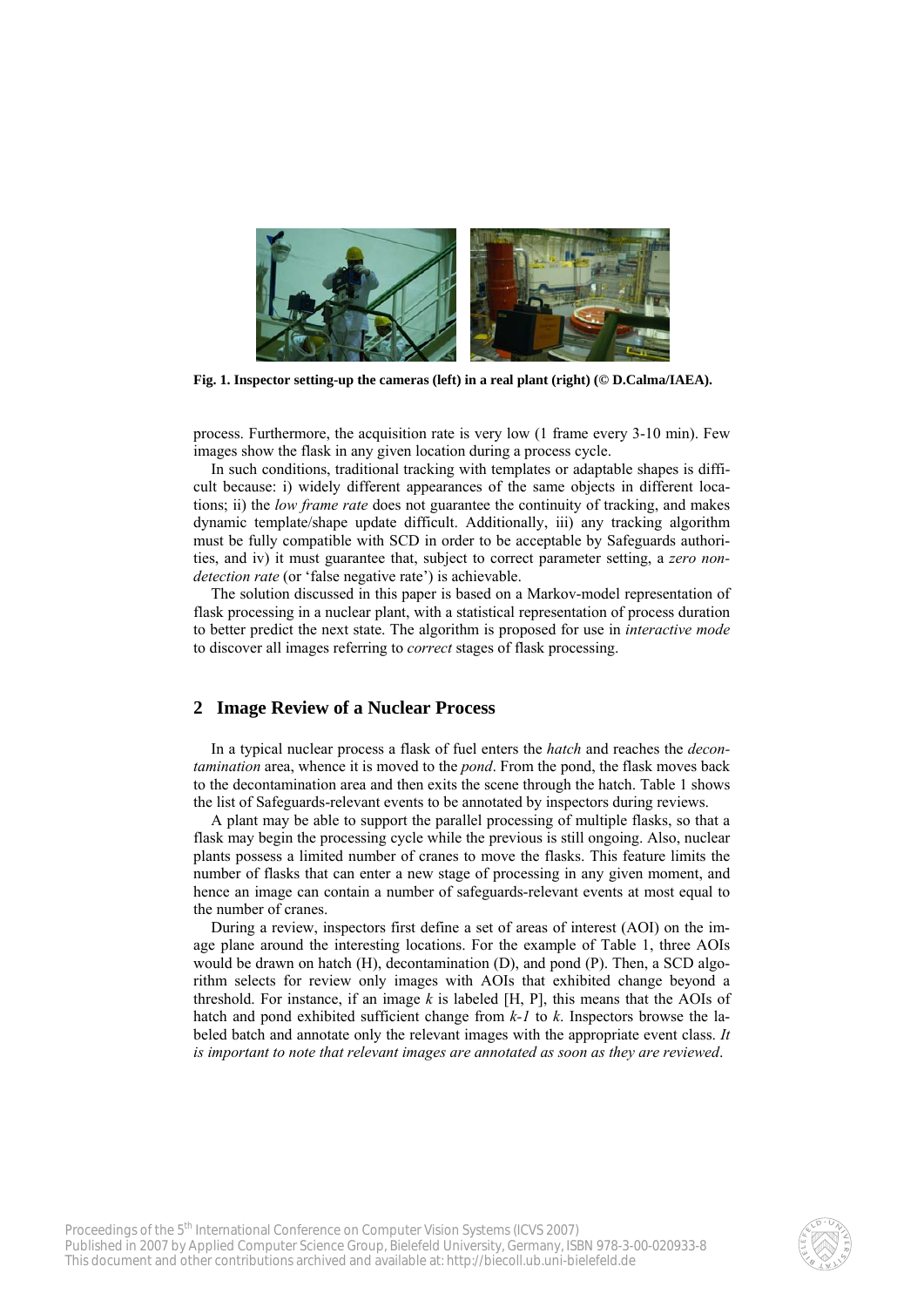**Fig. 1. Inspector setting-up the cameras (left) in a real plant (right) (© D.Calma/IAEA).**

process. Furthermore, the acquisition rate is very low (1 frame every 3-10 min). Few images show the flask in any given location during a process cycle.

In such conditions, traditional tracking with templates or adaptable shapes is difficult because: i) widely different appearances of the same objects in different locations; ii) the *low frame rate* does not guarantee the continuity of tracking, and makes dynamic template/shape update difficult. Additionally, iii) any tracking algorithm must be fully compatible with SCD in order to be acceptable by Safeguards authorities, and iv) it must guarantee that, subject to correct parameter setting, a *zero non-detection rate* (or 'false negative rate') is achievable.

The solution discussed in this paper is based on a Markov-model representation of flask processing in a nuclear plant, with a statistical representation of process duration to better predict the next state. The algorithm is proposed for use in *interactive mode* to discover all images referring to *correct* stages of flask processing.

## 2 Image Review of a Nuclear Process

In a typical nuclear process a flask of fuel enters the *hatch* and reaches the *decontamination* area, whence it is moved to the *pond*. From the pond, the flask moves back to the decontamination area and then exits the scene through the hatch. Table 1 shows the list of Safeguards-relevant events to be annotated by inspectors during reviews.

A plant may be able to support the parallel processing of multiple flasks, so that a flask may begin the processing cycle while the previous is still ongoing. Also, nuclear plants possess a limited number of cranes to move the flasks. This feature limits the number of flasks that can enter a new stage of processing in any given moment, and hence an image can contain a number of safeguards-relevant events at most equal to the number of cranes.

During a review, inspectors first define a set of areas of interest (AOI) on the image plane around the interesting locations. For the example of Table 1, three AOIs would be drawn on hatch (H), decontamination (D), and pond (P). Then, a SCD algorithm selects for review only images with AOIs that exhibited change beyond a threshold. For instance, if an image $k$ is labeled [H, P], this means that the AOIs of hatch and pond exhibited sufficient change from $k$-$1$ to $k$. Inspectors browse the labeled batch and annotate only the relevant images with the appropriate event class. *It is important to note that relevant images are annotated as soon as they are reviewed*.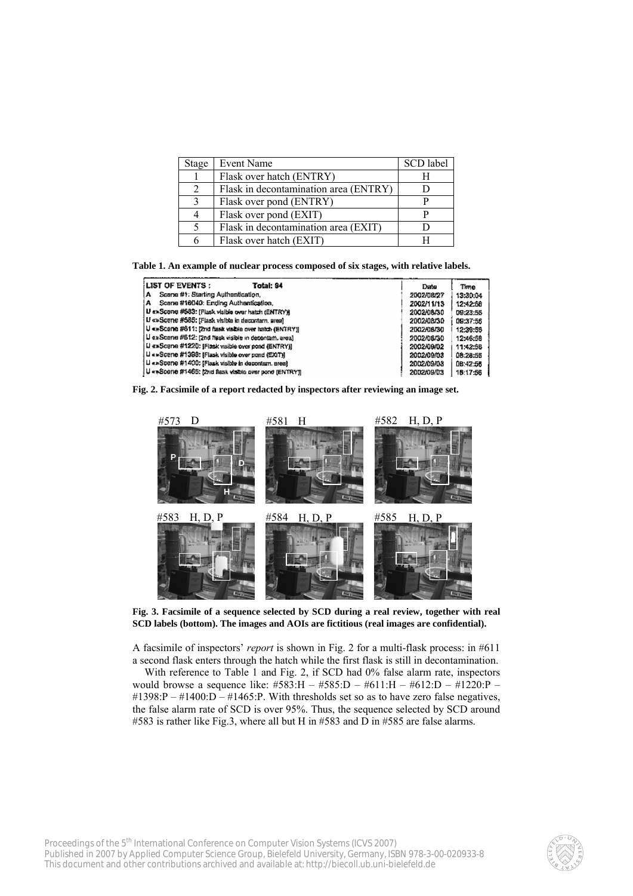| Stage | Event Name | SCD label |
|---|---|---|
| 1 | Flask over hatch (ENTRY) | H |
| 2 | Flask in decontamination area (ENTRY) | D |
| 3 | Flask over pond (ENTRY) | P |
| 4 | Flask over pond (EXIT) | P |
| 5 | Flask in decontamination area (EXIT) | D |
| 6 | Flask over hatch (EXIT) | H |

**Table 1. An example of nuclear process composed of six stages, with relative labels.**

**Fig. 2. Facsimile of a report redacted by inspectors after reviewing an image set.**

**Fig. 3. Facsimile of a sequence selected by SCD during a real review, together with real SCD labels (bottom). The images and AOIs are fictitious (real images are confidential).**

A facsimile of inspectors' *report* is shown in Fig. 2 for a multi-flask process: in #611 a second flask enters through the hatch while the first flask is still in decontamination.

With reference to Table 1 and Fig. 2, if SCD had 0% false alarm rate, inspectors would browse a sequence like: #583:H – #585:D – #611:H – #612:D – #1220:P – #1398:P – #1400:D – #1465:P. With thresholds set so as to have zero false negatives, the false alarm rate of SCD is over 95%. Thus, the sequence selected by SCD around #583 is rather like Fig.3, where all but H in #583 and D in #585 are false alarms.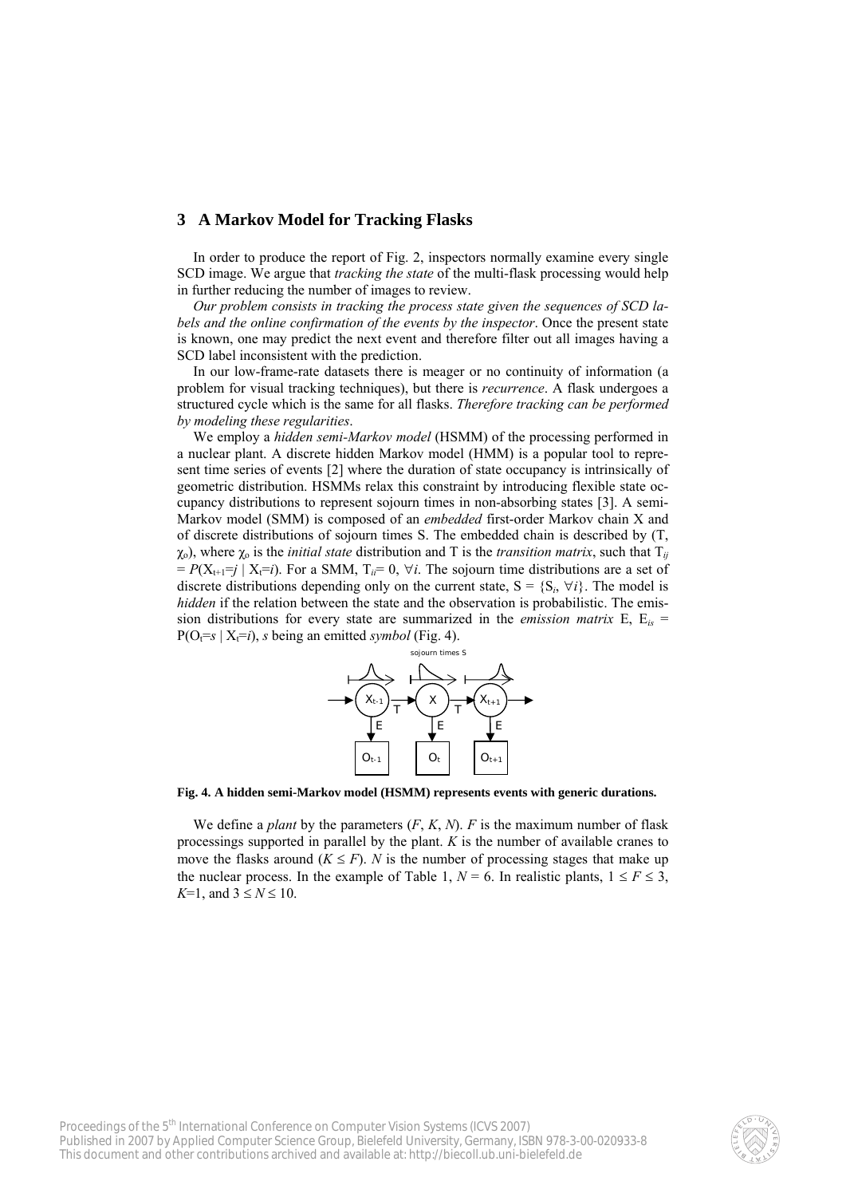## 3 A Markov Model for Tracking Flasks

In order to produce the report of Fig. 2, inspectors normally examine every single SCD image. We argue that *tracking the state* of the multi-flask processing would help in further reducing the number of images to review.

*Our problem consists in tracking the process state given the sequences of SCD labels and the online confirmation of the events by the inspector*. Once the present state is known, one may predict the next event and therefore filter out all images having a SCD label inconsistent with the prediction.

In our low-frame-rate datasets there is meager or no continuity of information (a problem for visual tracking techniques), but there is *recurrence*. A flask undergoes a structured cycle which is the same for all flasks. *Therefore tracking can be performed by modeling these regularities*.

We employ a *hidden semi-Markov model* (HSMM) of the processing performed in a nuclear plant. A discrete hidden Markov model (HMM) is a popular tool to represent time series of events [2] where the duration of state occupancy is intrinsically of geometric distribution. HSMMs relax this constraint by introducing flexible state occupancy distributions to represent sojourn times in non-absorbing states [3]. A semi-Markov model (SMM) is composed of an *embedded* first-order Markov chain X and of discrete distributions of sojourn times S. The embedded chain is described by (T, $\chi_o$), where $\chi_o$ is the *initial state* distribution and T is the *transition matrix*, such that $T_{ij} = P(X_{t+1}=j \mid X_t=i)$. For a SMM, $T_{ii}= 0$, $\forall i$. The sojourn time distributions are a set of discrete distributions depending only on the current state, $S = \{S_i, \forall i\}$. The model is *hidden* if the relation between the state and the observation is probabilistic. The emission distributions for every state are summarized in the *emission matrix* E, $E_{is} = P(O_t=s \mid X_t=i)$, *s* being an emitted *symbol* (Fig. 4).

**Fig. 4. A hidden semi-Markov model (HSMM) represents events with generic durations.**

We define a *plant* by the parameters (*F*, *K*, *N*). *F* is the maximum number of flask processings supported in parallel by the plant. *K* is the number of available cranes to move the flasks around ($K \leq F$). *N* is the number of processing stages that make up the nuclear process. In the example of Table 1, $N = 6$. In realistic plants, $1 \leq F \leq 3$, $K$=1, and $3 \leq N \leq 10$.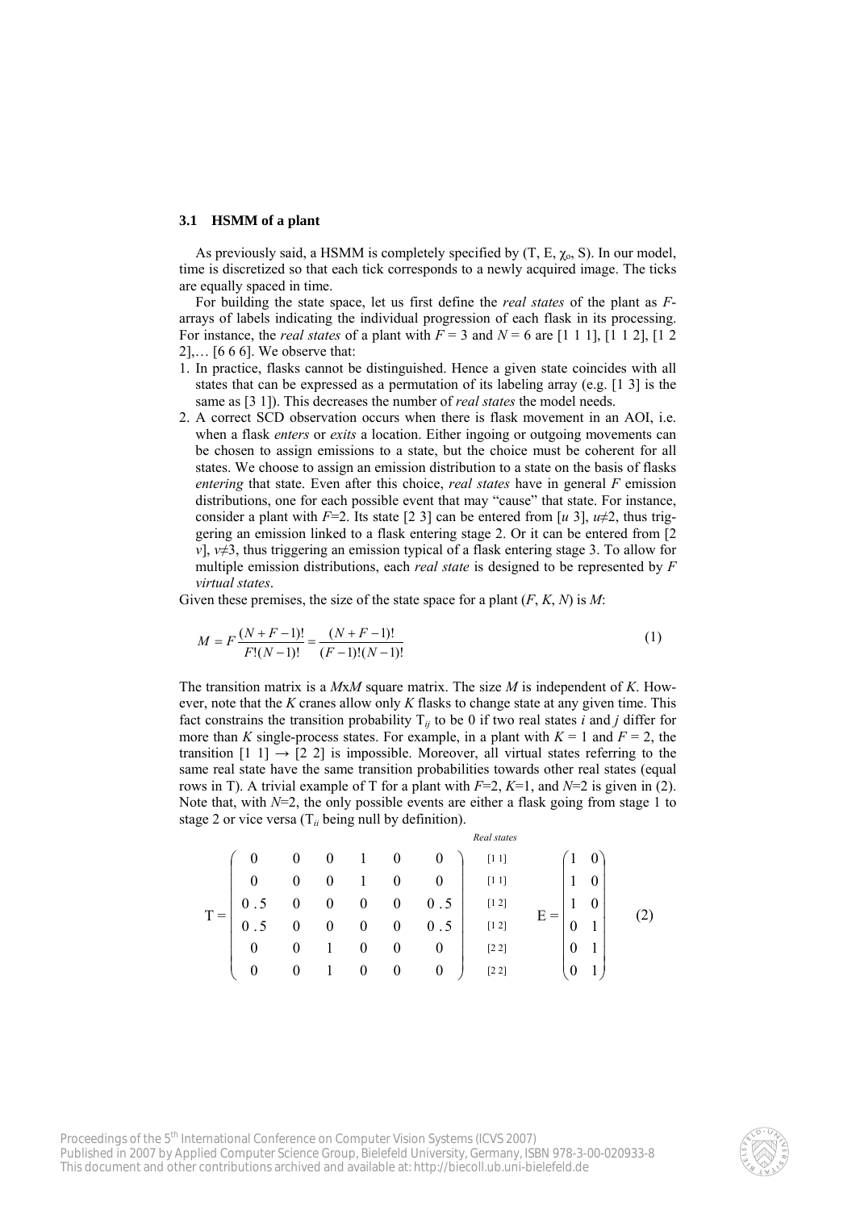### 3.1 HSMM of a plant

As previously said, a HSMM is completely specified by (T, E, $\chi_o$, S). In our model, time is discretized so that each tick corresponds to a newly acquired image. The ticks are equally spaced in time.

For building the state space, let us first define the *real states* of the plant as $F$-arrays of labels indicating the individual progression of each flask in its processing. For instance, the *real states* of a plant with $F = 3$ and $N = 6$ are [1 1 1], [1 1 2], [1 2 2],… [6 6 6]. We observe that:

1. In practice, flasks cannot be distinguished. Hence a given state coincides with all states that can be expressed as a permutation of its labeling array (e.g. [1 3] is the same as [3 1]). This decreases the number of *real states* the model needs.
2. A correct SCD observation occurs when there is flask movement in an AOI, i.e. when a flask *enters* or *exits* a location. Either ingoing or outgoing movements can be chosen to assign emissions to a state, but the choice must be coherent for all states. We choose to assign an emission distribution to a state on the basis of flasks *entering* that state. Even after this choice, *real states* have in general $F$ emission distributions, one for each possible event that may "cause" that state. For instance, consider a plant with $F$=2. Its state [2 3] can be entered from [$u$ 3], $u$≠2, thus triggering an emission linked to a flask entering stage 2. Or it can be entered from [2 $v$], $v$≠3, thus triggering an emission typical of a flask entering stage 3. To allow for multiple emission distributions, each *real state* is designed to be represented by $F$ *virtual states*.

Given these premises, the size of the state space for a plant ($F$, $K$, $N$) is $M$:

$$M = F\frac{(N+F-1)!}{F!(N-1)!} = \frac{(N+F-1)!}{(F-1)!(N-1)!} \tag{1}$$

The transition matrix is a $M$x$M$ square matrix. The size $M$ is independent of $K$. However, note that the $K$ cranes allow only $K$ flasks to change state at any given time. This fact constrains the transition probability $T_{ij}$ to be 0 if two real states $i$ and $j$ differ for more than $K$ single-process states. For example, in a plant with $K = 1$ and $F = 2$, the transition [1 1] → [2 2] is impossible. Moreover, all virtual states referring to the same real state have the same transition probabilities towards other real states (equal rows in T). A trivial example of T for a plant with $F$=2, $K$=1, and $N$=2 is given in (2). Note that, with $N$=2, the only possible events are either a flask going from stage 1 to stage 2 or vice versa ($T_{ii}$ being null by definition).

$$\mathrm{T} = \begin{pmatrix} 0 & 0 & 0 & 1 & 0 & 0 \\ 0 & 0 & 0 & 1 & 0 & 0 \\ 0.5 & 0 & 0 & 0 & 0 & 0.5 \\ 0.5 & 0 & 0 & 0 & 0 & 0.5 \\ 0 & 0 & 1 & 0 & 0 & 0 \\ 0 & 0 & 1 & 0 & 0 & 0 \end{pmatrix} \begin{matrix} \textit{Real states} \\ [1\ 1] \\ [1\ 1] \\ [1\ 2] \\ [1\ 2] \\ [2\ 2] \\ [2\ 2] \end{matrix} \qquad \mathrm{E} = \begin{pmatrix} 1 & 0 \\ 1 & 0 \\ 1 & 0 \\ 0 & 1 \\ 0 & 1 \\ 0 & 1 \end{pmatrix} \tag{2}$$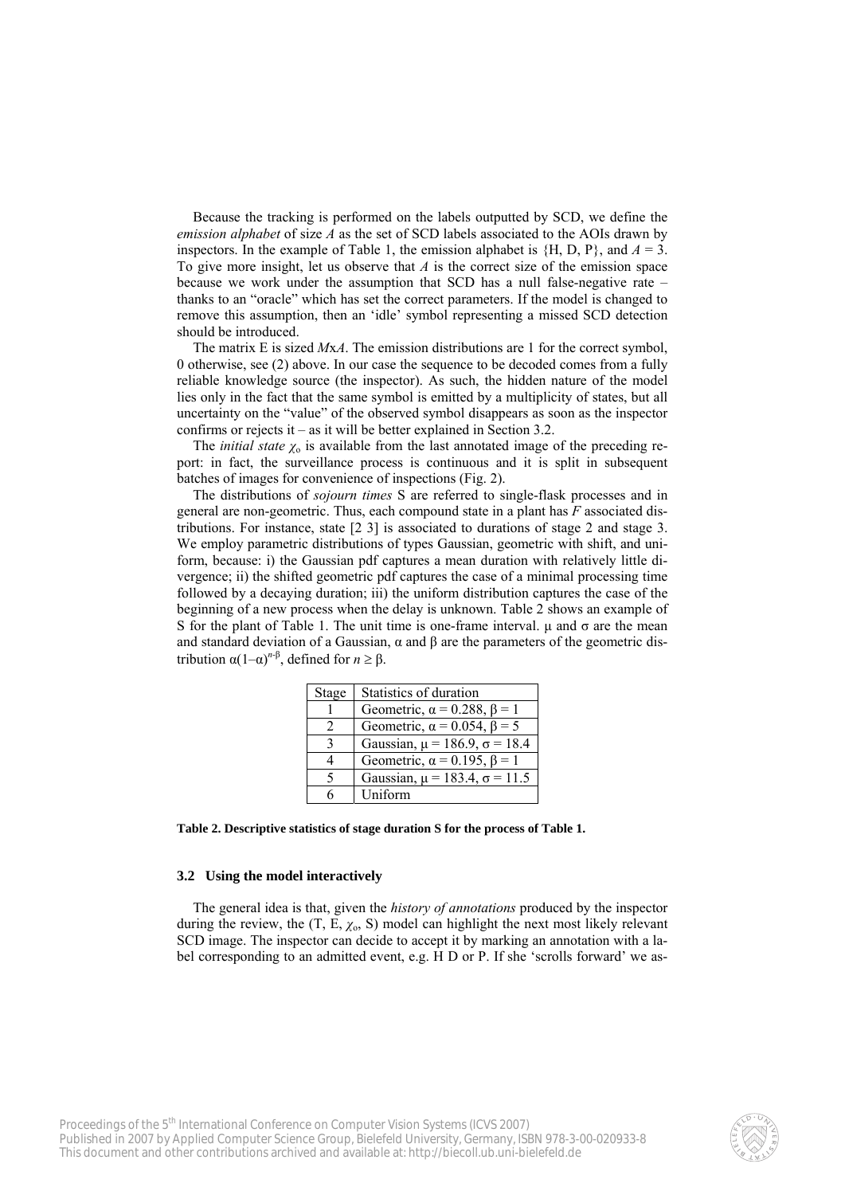Because the tracking is performed on the labels outputted by SCD, we define the *emission alphabet* of size $A$ as the set of SCD labels associated to the AOIs drawn by inspectors. In the example of Table 1, the emission alphabet is {H, D, P}, and $A = 3$. To give more insight, let us observe that $A$ is the correct size of the emission space because we work under the assumption that SCD has a null false-negative rate – thanks to an "oracle" which has set the correct parameters. If the model is changed to remove this assumption, then an 'idle' symbol representing a missed SCD detection should be introduced.

The matrix E is sized $M$x$A$. The emission distributions are 1 for the correct symbol, 0 otherwise, see (2) above. In our case the sequence to be decoded comes from a fully reliable knowledge source (the inspector). As such, the hidden nature of the model lies only in the fact that the same symbol is emitted by a multiplicity of states, but all uncertainty on the "value" of the observed symbol disappears as soon as the inspector confirms or rejects it – as it will be better explained in Section 3.2.

The *initial state* $\chi_o$ is available from the last annotated image of the preceding report: in fact, the surveillance process is continuous and it is split in subsequent batches of images for convenience of inspections (Fig. 2).

The distributions of *sojourn times* S are referred to single-flask processes and in general are non-geometric. Thus, each compound state in a plant has $F$ associated distributions. For instance, state [2 3] is associated to durations of stage 2 and stage 3. We employ parametric distributions of types Gaussian, geometric with shift, and uniform, because: i) the Gaussian pdf captures a mean duration with relatively little divergence; ii) the shifted geometric pdf captures the case of a minimal processing time followed by a decaying duration; iii) the uniform distribution captures the case of the beginning of a new process when the delay is unknown. Table 2 shows an example of S for the plant of Table 1. The unit time is one-frame interval. $\mu$ and $\sigma$ are the mean and standard deviation of a Gaussian, $\alpha$ and $\beta$ are the parameters of the geometric distribution $\alpha(1-\alpha)^{n-\beta}$, defined for $n \geq \beta$.

| Stage | Statistics of duration |
|---|---|
| 1 | Geometric, $\alpha = 0.288$, $\beta = 1$ |
| 2 | Geometric, $\alpha = 0.054$, $\beta = 5$ |
| 3 | Gaussian, $\mu = 186.9$, $\sigma = 18.4$ |
| 4 | Geometric, $\alpha = 0.195$, $\beta = 1$ |
| 5 | Gaussian, $\mu = 183.4$, $\sigma = 11.5$ |
| 6 | Uniform |

**Table 2. Descriptive statistics of stage duration S for the process of Table 1.**

### 3.2 Using the model interactively

The general idea is that, given the *history of annotations* produced by the inspector during the review, the (T, E, $\chi_o$, S) model can highlight the next most likely relevant SCD image. The inspector can decide to accept it by marking an annotation with a label corresponding to an admitted event, e.g. H D or P. If she 'scrolls forward' we as-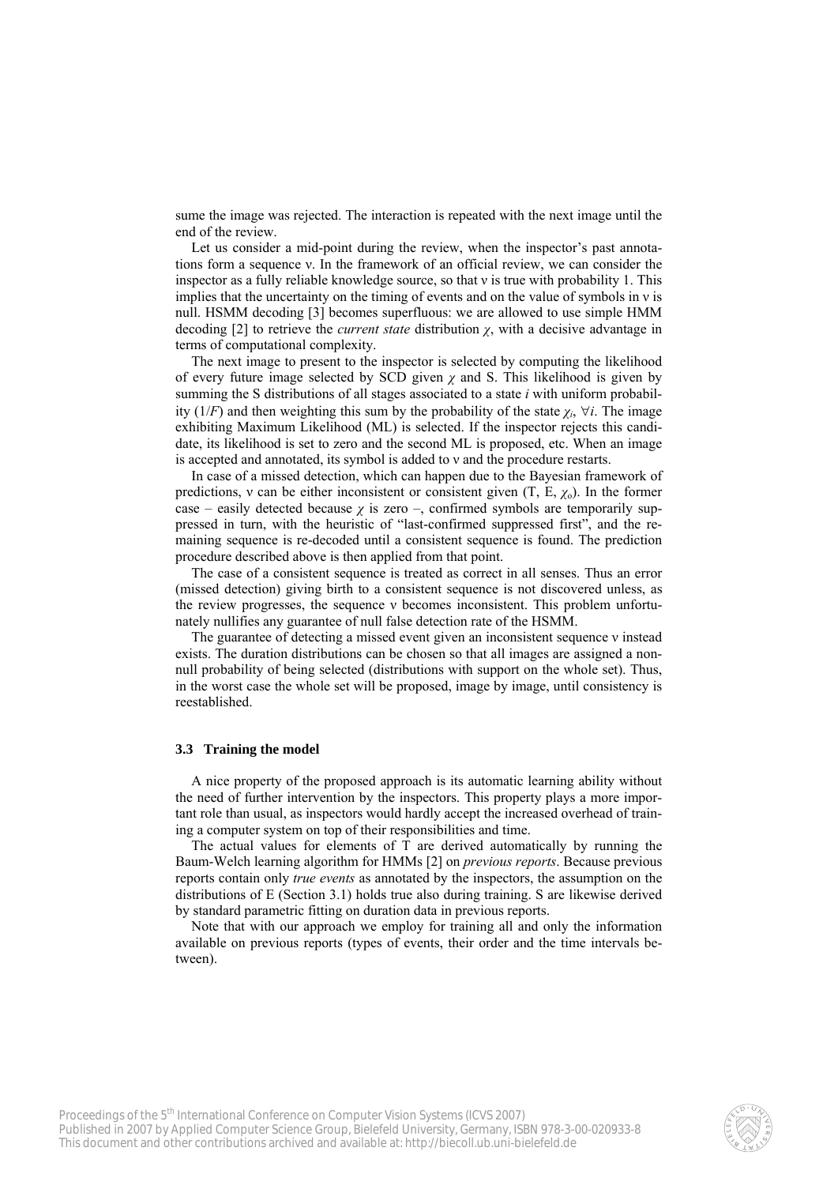sume the image was rejected. The interaction is repeated with the next image until the end of the review.

Let us consider a mid-point during the review, when the inspector's past annotations form a sequence ν. In the framework of an official review, we can consider the inspector as a fully reliable knowledge source, so that ν is true with probability 1. This implies that the uncertainty on the timing of events and on the value of symbols in ν is null. HSMM decoding [3] becomes superfluous: we are allowed to use simple HMM decoding [2] to retrieve the *current state* distribution $\chi$, with a decisive advantage in terms of computational complexity.

The next image to present to the inspector is selected by computing the likelihood of every future image selected by SCD given $\chi$ and S. This likelihood is given by summing the S distributions of all stages associated to a state $i$ with uniform probability ($1/F$) and then weighting this sum by the probability of the state $\chi_i$, $\forall i$. The image exhibiting Maximum Likelihood (ML) is selected. If the inspector rejects this candidate, its likelihood is set to zero and the second ML is proposed, etc. When an image is accepted and annotated, its symbol is added to ν and the procedure restarts.

In case of a missed detection, which can happen due to the Bayesian framework of predictions, ν can be either inconsistent or consistent given (T, E, $\chi_o$). In the former case – easily detected because $\chi$ is zero –, confirmed symbols are temporarily suppressed in turn, with the heuristic of "last-confirmed suppressed first", and the remaining sequence is re-decoded until a consistent sequence is found. The prediction procedure described above is then applied from that point.

The case of a consistent sequence is treated as correct in all senses. Thus an error (missed detection) giving birth to a consistent sequence is not discovered unless, as the review progresses, the sequence ν becomes inconsistent. This problem unfortunately nullifies any guarantee of null false detection rate of the HSMM.

The guarantee of detecting a missed event given an inconsistent sequence ν instead exists. The duration distributions can be chosen so that all images are assigned a non-null probability of being selected (distributions with support on the whole set). Thus, in the worst case the whole set will be proposed, image by image, until consistency is reestablished.

### 3.3 Training the model

A nice property of the proposed approach is its automatic learning ability without the need of further intervention by the inspectors. This property plays a more important role than usual, as inspectors would hardly accept the increased overhead of training a computer system on top of their responsibilities and time.

The actual values for elements of T are derived automatically by running the Baum-Welch learning algorithm for HMMs [2] on *previous reports*. Because previous reports contain only *true events* as annotated by the inspectors, the assumption on the distributions of E (Section 3.1) holds true also during training. S are likewise derived by standard parametric fitting on duration data in previous reports.

Note that with our approach we employ for training all and only the information available on previous reports (types of events, their order and the time intervals between).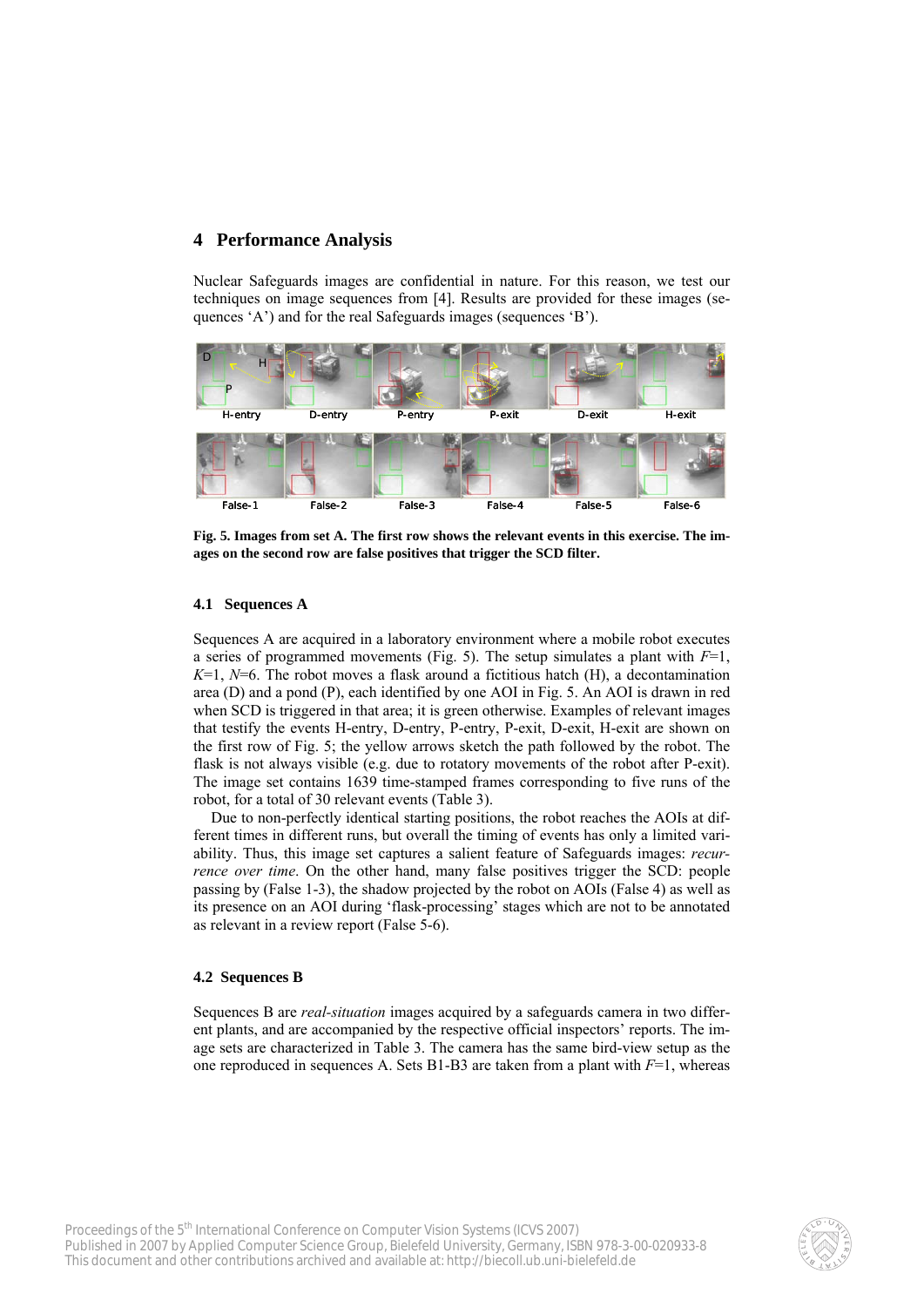## 4 Performance Analysis

Nuclear Safeguards images are confidential in nature. For this reason, we test our techniques on image sequences from [4]. Results are provided for these images (sequences 'A') and for the real Safeguards images (sequences 'B').

**Fig. 5. Images from set A. The first row shows the relevant events in this exercise. The images on the second row are false positives that trigger the SCD filter.**

### 4.1 Sequences A

Sequences A are acquired in a laboratory environment where a mobile robot executes a series of programmed movements (Fig. 5). The setup simulates a plant with $F$=1, $K$=1, $N$=6. The robot moves a flask around a fictitious hatch (H), a decontamination area (D) and a pond (P), each identified by one AOI in Fig. 5. An AOI is drawn in red when SCD is triggered in that area; it is green otherwise. Examples of relevant images that testify the events H-entry, D-entry, P-entry, P-exit, D-exit, H-exit are shown on the first row of Fig. 5; the yellow arrows sketch the path followed by the robot. The flask is not always visible (e.g. due to rotatory movements of the robot after P-exit). The image set contains 1639 time-stamped frames corresponding to five runs of the robot, for a total of 30 relevant events (Table 3).

Due to non-perfectly identical starting positions, the robot reaches the AOIs at different times in different runs, but overall the timing of events has only a limited variability. Thus, this image set captures a salient feature of Safeguards images: *recurrence over time*. On the other hand, many false positives trigger the SCD: people passing by (False 1-3), the shadow projected by the robot on AOIs (False 4) as well as its presence on an AOI during 'flask-processing' stages which are not to be annotated as relevant in a review report (False 5-6).

### 4.2 Sequences B

Sequences B are *real-situation* images acquired by a safeguards camera in two different plants, and are accompanied by the respective official inspectors' reports. The image sets are characterized in Table 3. The camera has the same bird-view setup as the one reproduced in sequences A. Sets B1-B3 are taken from a plant with $F$=1, whereas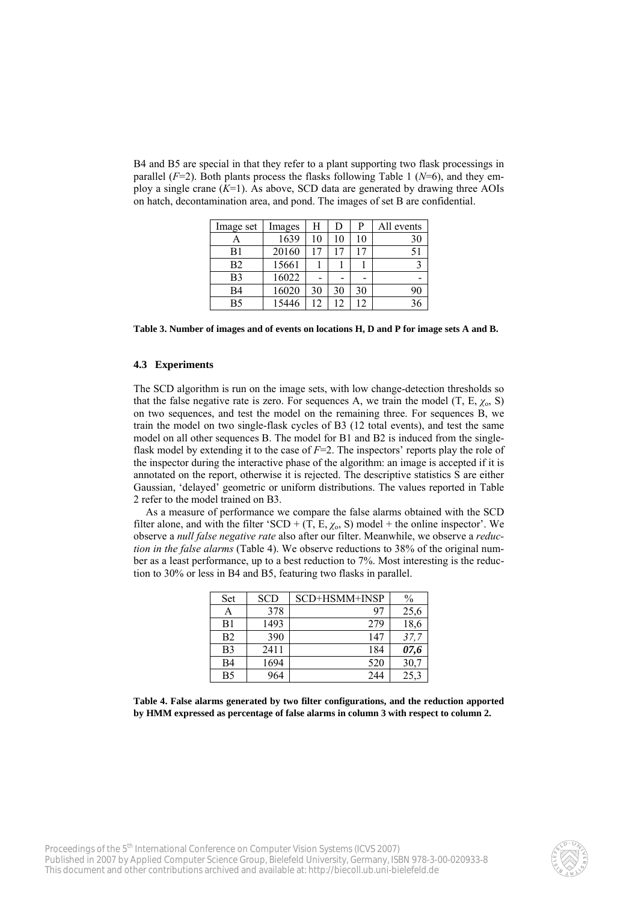B4 and B5 are special in that they refer to a plant supporting two flask processings in parallel ($F$=2). Both plants process the flasks following Table 1 ($N$=6), and they employ a single crane ($K$=1). As above, SCD data are generated by drawing three AOIs on hatch, decontamination area, and pond. The images of set B are confidential.

| Image set | Images | H | D | P | All events |
|---|---|---|---|---|---|
| A | 1639 | 10 | 10 | 10 | 30 |
| B1 | 20160 | 17 | 17 | 17 | 51 |
| B2 | 15661 | 1 | 1 | 1 | 3 |
| B3 | 16022 | - | - | - | - |
| B4 | 16020 | 30 | 30 | 30 | 90 |
| B5 | 15446 | 12 | 12 | 12 | 36 |

**Table 3. Number of images and of events on locations H, D and P for image sets A and B.**

### 4.3 Experiments

The SCD algorithm is run on the image sets, with low change-detection thresholds so that the false negative rate is zero. For sequences A, we train the model (T, E, $\chi_o$, S) on two sequences, and test the model on the remaining three. For sequences B, we train the model on two single-flask cycles of B3 (12 total events), and test the same model on all other sequences B. The model for B1 and B2 is induced from the single-flask model by extending it to the case of $F$=2. The inspectors' reports play the role of the inspector during the interactive phase of the algorithm: an image is accepted if it is annotated on the report, otherwise it is rejected. The descriptive statistics S are either Gaussian, 'delayed' geometric or uniform distributions. The values reported in Table 2 refer to the model trained on B3.

As a measure of performance we compare the false alarms obtained with the SCD filter alone, and with the filter 'SCD + (T, E, $\chi_o$, S) model + the online inspector'. We observe a *null false negative rate* also after our filter. Meanwhile, we observe a *reduction in the false alarms* (Table 4). We observe reductions to 38% of the original number as a least performance, up to a best reduction to 7%. Most interesting is the reduction to 30% or less in B4 and B5, featuring two flasks in parallel.

| Set | SCD | SCD+HSMM+INSP | % |
|---|---|---|---|
| A | 378 | 97 | 25,6 |
| B1 | 1493 | 279 | 18,6 |
| B2 | 390 | 147 | *37,7* |
| B3 | 2411 | 184 | ***07,6*** |
| B4 | 1694 | 520 | 30,7 |
| B5 | 964 | 244 | 25,3 |

**Table 4. False alarms generated by two filter configurations, and the reduction apported by HMM expressed as percentage of false alarms in column 3 with respect to column 2.**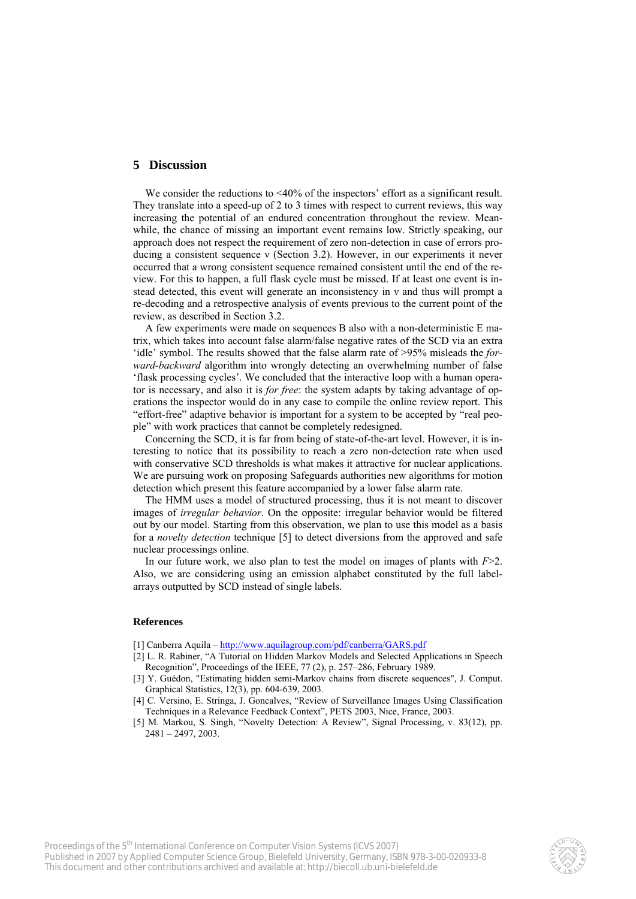## 5 Discussion

We consider the reductions to <40% of the inspectors' effort as a significant result. They translate into a speed-up of 2 to 3 times with respect to current reviews, this way increasing the potential of an endured concentration throughout the review. Meanwhile, the chance of missing an important event remains low. Strictly speaking, our approach does not respect the requirement of zero non-detection in case of errors producing a consistent sequence ν (Section 3.2). However, in our experiments it never occurred that a wrong consistent sequence remained consistent until the end of the review. For this to happen, a full flask cycle must be missed. If at least one event is instead detected, this event will generate an inconsistency in ν and thus will prompt a re-decoding and a retrospective analysis of events previous to the current point of the review, as described in Section 3.2.

A few experiments were made on sequences B also with a non-deterministic E matrix, which takes into account false alarm/false negative rates of the SCD via an extra 'idle' symbol. The results showed that the false alarm rate of >95% misleads the *forward-backward* algorithm into wrongly detecting an overwhelming number of false 'flask processing cycles'. We concluded that the interactive loop with a human operator is necessary, and also it is *for free*: the system adapts by taking advantage of operations the inspector would do in any case to compile the online review report. This "effort-free" adaptive behavior is important for a system to be accepted by "real people" with work practices that cannot be completely redesigned.

Concerning the SCD, it is far from being of state-of-the-art level. However, it is interesting to notice that its possibility to reach a zero non-detection rate when used with conservative SCD thresholds is what makes it attractive for nuclear applications. We are pursuing work on proposing Safeguards authorities new algorithms for motion detection which present this feature accompanied by a lower false alarm rate.

The HMM uses a model of structured processing, thus it is not meant to discover images of *irregular behavior*. On the opposite: irregular behavior would be filtered out by our model. Starting from this observation, we plan to use this model as a basis for a *novelty detection* technique [5] to detect diversions from the approved and safe nuclear processings online.

In our future work, we also plan to test the model on images of plants with $F>2$. Also, we are considering using an emission alphabet constituted by the full label-arrays outputted by SCD instead of single labels.

### References

[1] Canberra Aquila – http://www.aquilagroup.com/pdf/canberra/GARS.pdf

[2] L. R. Rabiner, "A Tutorial on Hidden Markov Models and Selected Applications in Speech Recognition", Proceedings of the IEEE, 77 (2), p. 257–286, February 1989.

[3] Y. Guédon, "Estimating hidden semi-Markov chains from discrete sequences", J. Comput. Graphical Statistics, 12(3), pp. 604-639, 2003.

[4] C. Versino, E. Stringa, J. Goncalves, "Review of Surveillance Images Using Classification Techniques in a Relevance Feedback Context", PETS 2003, Nice, France, 2003.

[5] M. Markou, S. Singh, "Novelty Detection: A Review", Signal Processing, v. 83(12), pp. 2481 – 2497, 2003.